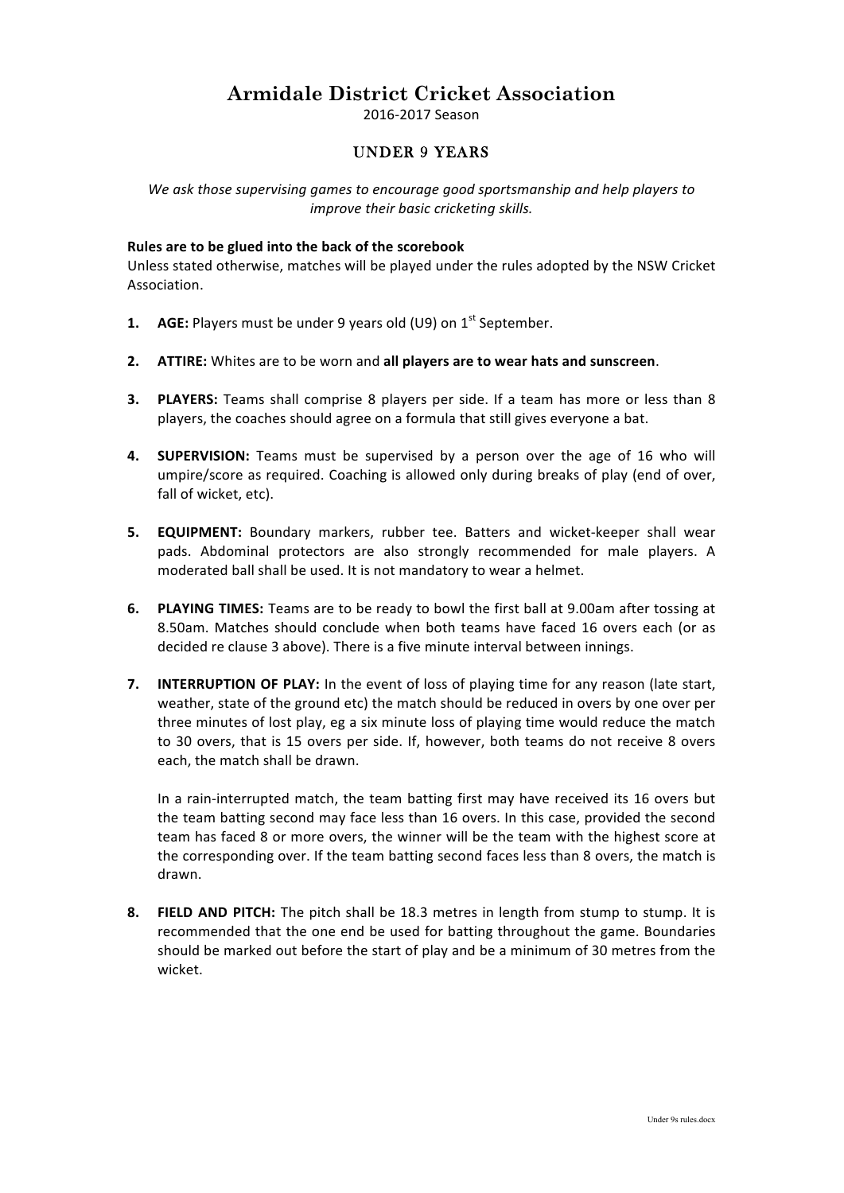# Armidale District Cricket Association

2016-2017 Season

## UNDER 9 YEARS

*We ask those supervising games to encourage good sportsmanship and help players to improve their basic cricketing skills.*

**Rules are to be glued into the back of the scorebook**

Unless stated otherwise, matches will be played under the rules adopted by the NSW Cricket Association.

1. **AGE:** Players must be under 9 years old (U9) on 1st September.

2. **ATTIRE:** Whites are to be worn and **all players are to wear hats and sunscreen**.

3. **PLAYERS:** Teams shall comprise 8 players per side. If a team has more or less than 8 players, the coaches should agree on a formula that still gives everyone a bat.

4. **SUPERVISION:** Teams must be supervised by a person over the age of 16 who will umpire/score as required. Coaching is allowed only during breaks of play (end of over, fall of wicket, etc).

5. **EQUIPMENT:** Boundary markers, rubber tee. Batters and wicket-keeper shall wear pads. Abdominal protectors are also strongly recommended for male players. A moderated ball shall be used. It is not mandatory to wear a helmet.

6. **PLAYING TIMES:** Teams are to be ready to bowl the first ball at 9.00am after tossing at 8.50am. Matches should conclude when both teams have faced 16 overs each (or as decided re clause 3 above). There is a five minute interval between innings.

7. **INTERRUPTION OF PLAY:** In the event of loss of playing time for any reason (late start, weather, state of the ground etc) the match should be reduced in overs by one over per three minutes of lost play, eg a six minute loss of playing time would reduce the match to 30 overs, that is 15 overs per side. If, however, both teams do not receive 8 overs each, the match shall be drawn.

   In a rain-interrupted match, the team batting first may have received its 16 overs but the team batting second may face less than 16 overs. In this case, provided the second team has faced 8 or more overs, the winner will be the team with the highest score at the corresponding over. If the team batting second faces less than 8 overs, the match is drawn.

8. **FIELD AND PITCH:** The pitch shall be 18.3 metres in length from stump to stump. It is recommended that the one end be used for batting throughout the game. Boundaries should be marked out before the start of play and be a minimum of 30 metres from the wicket.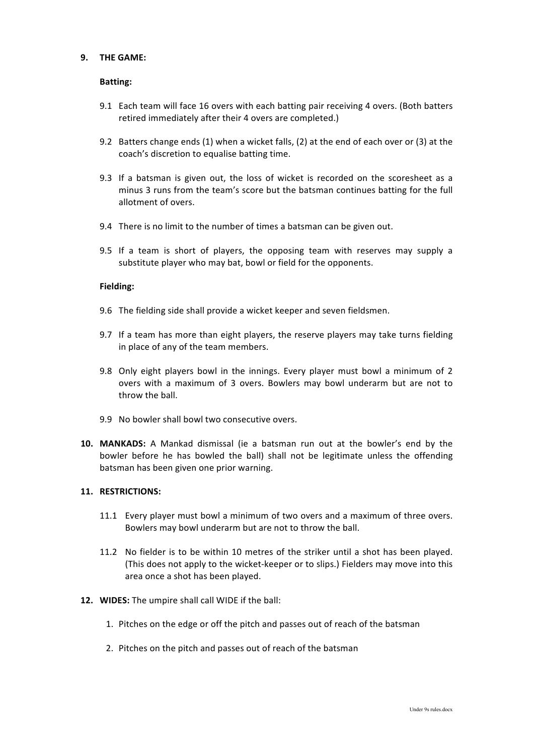**9. THE GAME:**

**Batting:**

9.1 Each team will face 16 overs with each batting pair receiving 4 overs. (Both batters retired immediately after their 4 overs are completed.)

9.2 Batters change ends (1) when a wicket falls, (2) at the end of each over or (3) at the coach's discretion to equalise batting time.

9.3 If a batsman is given out, the loss of wicket is recorded on the scoresheet as a minus 3 runs from the team's score but the batsman continues batting for the full allotment of overs.

9.4 There is no limit to the number of times a batsman can be given out.

9.5 If a team is short of players, the opposing team with reserves may supply a substitute player who may bat, bowl or field for the opponents.

**Fielding:**

9.6 The fielding side shall provide a wicket keeper and seven fieldsmen.

9.7 If a team has more than eight players, the reserve players may take turns fielding in place of any of the team members.

9.8 Only eight players bowl in the innings. Every player must bowl a minimum of 2 overs with a maximum of 3 overs. Bowlers may bowl underarm but are not to throw the ball.

9.9 No bowler shall bowl two consecutive overs.

**10. MANKADS:** A Mankad dismissal (ie a batsman run out at the bowler's end by the bowler before he has bowled the ball) shall not be legitimate unless the offending batsman has been given one prior warning.

**11. RESTRICTIONS:**

11.1 Every player must bowl a minimum of two overs and a maximum of three overs. Bowlers may bowl underarm but are not to throw the ball.

11.2 No fielder is to be within 10 metres of the striker until a shot has been played. (This does not apply to the wicket-keeper or to slips.) Fielders may move into this area once a shot has been played.

**12. WIDES:** The umpire shall call WIDE if the ball:

1. Pitches on the edge or off the pitch and passes out of reach of the batsman
2. Pitches on the pitch and passes out of reach of the batsman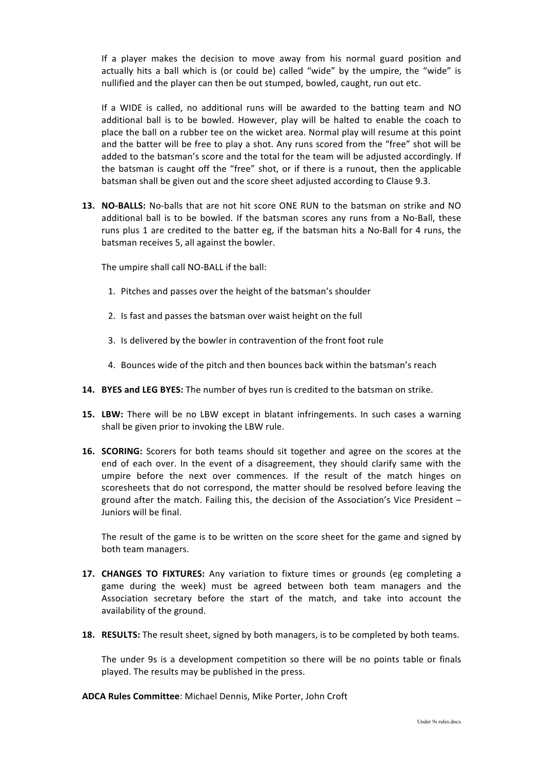If a player makes the decision to move away from his normal guard position and actually hits a ball which is (or could be) called "wide" by the umpire, the "wide" is nullified and the player can then be out stumped, bowled, caught, run out etc.

If a WIDE is called, no additional runs will be awarded to the batting team and NO additional ball is to be bowled. However, play will be halted to enable the coach to place the ball on a rubber tee on the wicket area. Normal play will resume at this point and the batter will be free to play a shot. Any runs scored from the "free" shot will be added to the batsman's score and the total for the team will be adjusted accordingly. If the batsman is caught off the "free" shot, or if there is a runout, then the applicable batsman shall be given out and the score sheet adjusted according to Clause 9.3.

13. **NO-BALLS:** No-balls that are not hit score ONE RUN to the batsman on strike and NO additional ball is to be bowled. If the batsman scores any runs from a No-Ball, these runs plus 1 are credited to the batter eg, if the batsman hits a No-Ball for 4 runs, the batsman receives 5, all against the bowler.

    The umpire shall call NO-BALL if the ball:

    1. Pitches and passes over the height of the batsman's shoulder
    2. Is fast and passes the batsman over waist height on the full
    3. Is delivered by the bowler in contravention of the front foot rule
    4. Bounces wide of the pitch and then bounces back within the batsman's reach

14. **BYES and LEG BYES:** The number of byes run is credited to the batsman on strike.

15. **LBW:** There will be no LBW except in blatant infringements. In such cases a warning shall be given prior to invoking the LBW rule.

16. **SCORING:** Scorers for both teams should sit together and agree on the scores at the end of each over. In the event of a disagreement, they should clarify same with the umpire before the next over commences. If the result of the match hinges on scoresheets that do not correspond, the matter should be resolved before leaving the ground after the match. Failing this, the decision of the Association's Vice President – Juniors will be final.

    The result of the game is to be written on the score sheet for the game and signed by both team managers.

17. **CHANGES TO FIXTURES:** Any variation to fixture times or grounds (eg completing a game during the week) must be agreed between both team managers and the Association secretary before the start of the match, and take into account the availability of the ground.

18. **RESULTS:** The result sheet, signed by both managers, is to be completed by both teams.

    The under 9s is a development competition so there will be no points table or finals played. The results may be published in the press.

**ADCA Rules Committee**: Michael Dennis, Mike Porter, John Croft